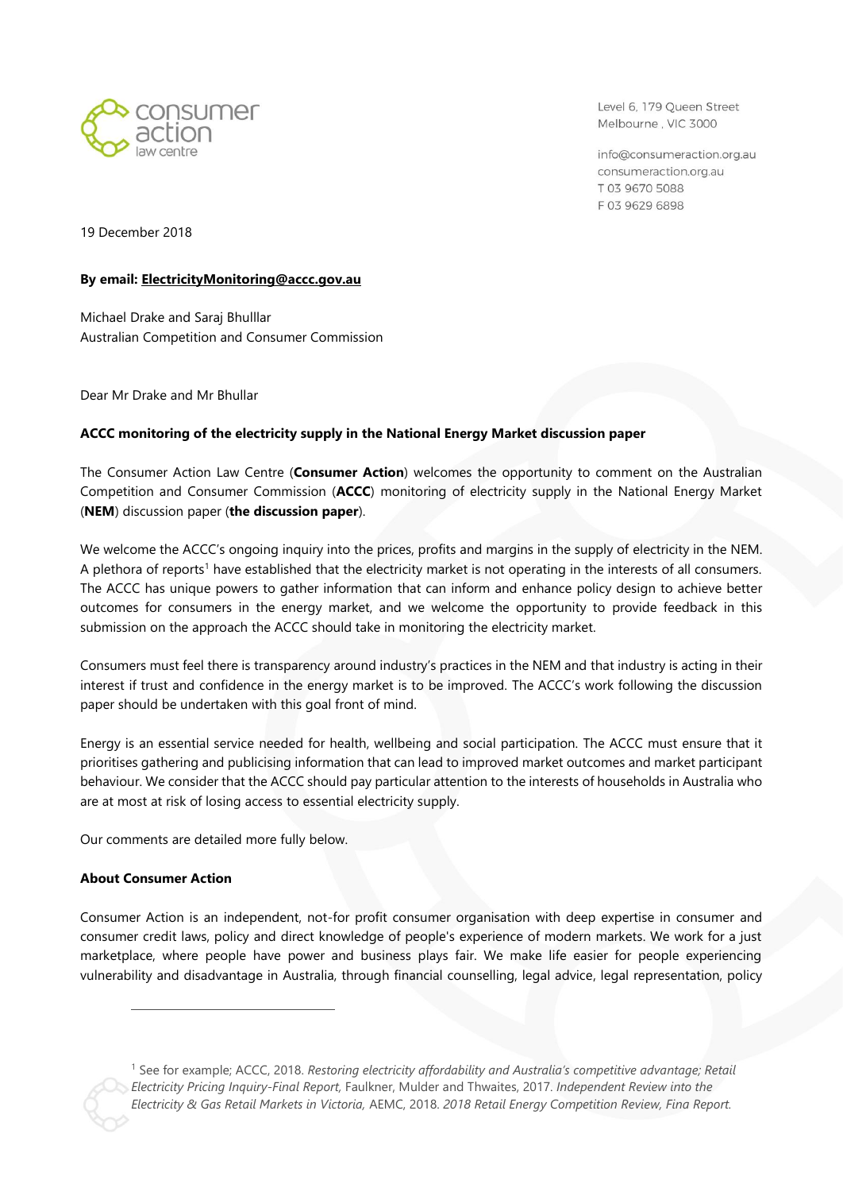consumer action law centre

Level 6, 179 Queen Street
Melbourne , VIC 3000

info@consumeraction.org.au
consumeraction.org.au
T 03 9670 5088
F 03 9629 6898

19 December 2018

**By email: ElectricityMonitoring@accc.gov.au**

Michael Drake and Saraj Bhulllar
Australian Competition and Consumer Commission

Dear Mr Drake and Mr Bhullar

**ACCC monitoring of the electricity supply in the National Energy Market discussion paper**

The Consumer Action Law Centre (**Consumer Action**) welcomes the opportunity to comment on the Australian Competition and Consumer Commission (**ACCC**) monitoring of electricity supply in the National Energy Market (**NEM**) discussion paper (**the discussion paper**).

We welcome the ACCC's ongoing inquiry into the prices, profits and margins in the supply of electricity in the NEM. A plethora of reports[1] have established that the electricity market is not operating in the interests of all consumers. The ACCC has unique powers to gather information that can inform and enhance policy design to achieve better outcomes for consumers in the energy market, and we welcome the opportunity to provide feedback in this submission on the approach the ACCC should take in monitoring the electricity market.

Consumers must feel there is transparency around industry's practices in the NEM and that industry is acting in their interest if trust and confidence in the energy market is to be improved. The ACCC's work following the discussion paper should be undertaken with this goal front of mind.

Energy is an essential service needed for health, wellbeing and social participation. The ACCC must ensure that it prioritises gathering and publicising information that can lead to improved market outcomes and market participant behaviour. We consider that the ACCC should pay particular attention to the interests of households in Australia who are at most at risk of losing access to essential electricity supply.

Our comments are detailed more fully below.

**About Consumer Action**

Consumer Action is an independent, not-for profit consumer organisation with deep expertise in consumer and consumer credit laws, policy and direct knowledge of people's experience of modern markets. We work for a just marketplace, where people have power and business plays fair. We make life easier for people experiencing vulnerability and disadvantage in Australia, through financial counselling, legal advice, legal representation, policy

---

[1] See for example; ACCC, 2018. *Restoring electricity affordability and Australia's competitive advantage; Retail Electricity Pricing Inquiry-Final Report,* Faulkner, Mulder and Thwaites, 2017. *Independent Review into the Electricity & Gas Retail Markets in Victoria,* AEMC, 2018. *2018 Retail Energy Competition Review, Fina Report.*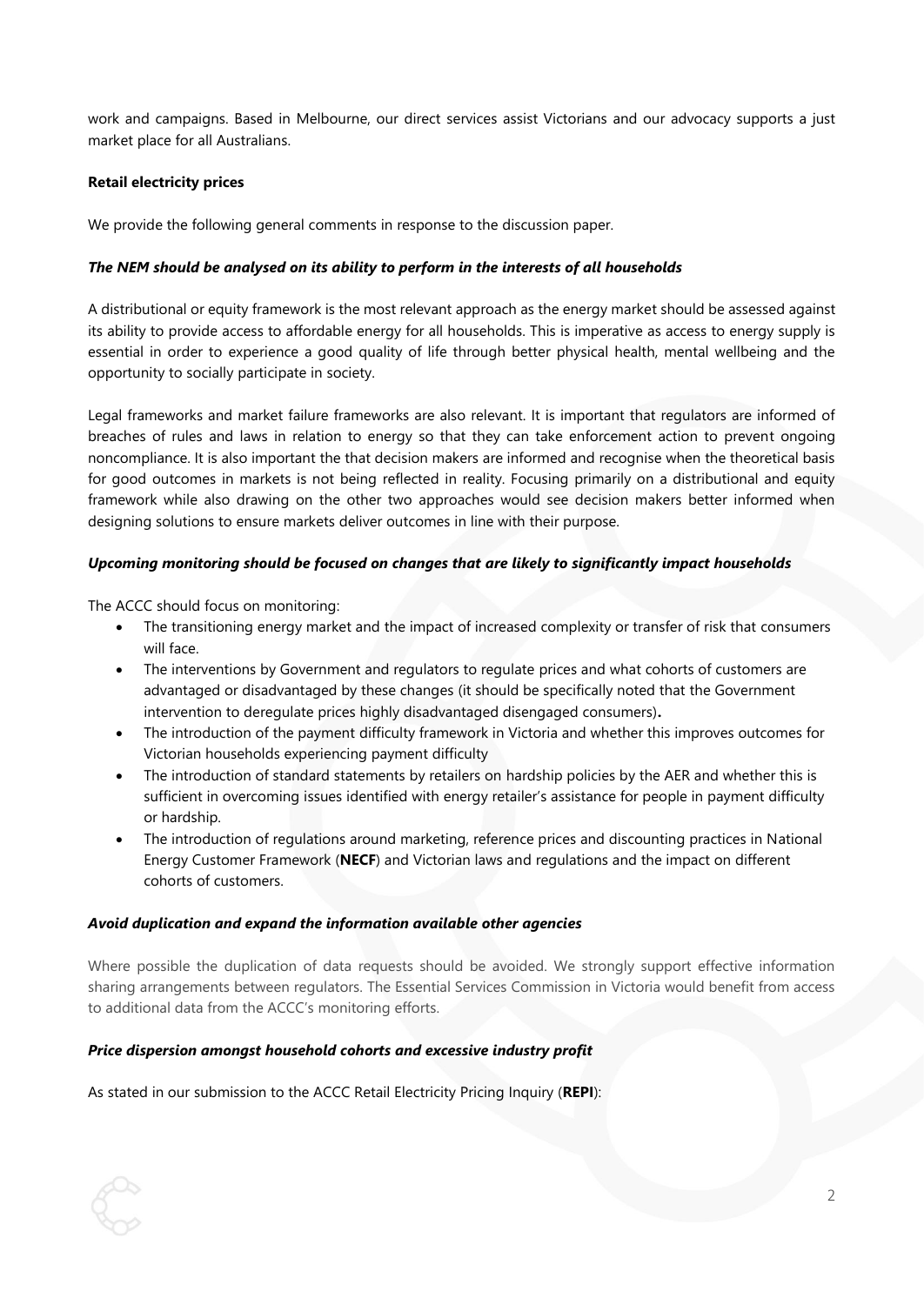work and campaigns. Based in Melbourne, our direct services assist Victorians and our advocacy supports a just market place for all Australians.

**Retail electricity prices**

We provide the following general comments in response to the discussion paper.

***The NEM should be analysed on its ability to perform in the interests of all households***

A distributional or equity framework is the most relevant approach as the energy market should be assessed against its ability to provide access to affordable energy for all households. This is imperative as access to energy supply is essential in order to experience a good quality of life through better physical health, mental wellbeing and the opportunity to socially participate in society.

Legal frameworks and market failure frameworks are also relevant. It is important that regulators are informed of breaches of rules and laws in relation to energy so that they can take enforcement action to prevent ongoing noncompliance. It is also important the that decision makers are informed and recognise when the theoretical basis for good outcomes in markets is not being reflected in reality. Focusing primarily on a distributional and equity framework while also drawing on the other two approaches would see decision makers better informed when designing solutions to ensure markets deliver outcomes in line with their purpose.

***Upcoming monitoring should be focused on changes that are likely to significantly impact households***

The ACCC should focus on monitoring:

- The transitioning energy market and the impact of increased complexity or transfer of risk that consumers will face.
- The interventions by Government and regulators to regulate prices and what cohorts of customers are advantaged or disadvantaged by these changes (it should be specifically noted that the Government intervention to deregulate prices highly disadvantaged disengaged consumers)**.**
- The introduction of the payment difficulty framework in Victoria and whether this improves outcomes for Victorian households experiencing payment difficulty
- The introduction of standard statements by retailers on hardship policies by the AER and whether this is sufficient in overcoming issues identified with energy retailer's assistance for people in payment difficulty or hardship.
- The introduction of regulations around marketing, reference prices and discounting practices in National Energy Customer Framework (**NECF**) and Victorian laws and regulations and the impact on different cohorts of customers.

***Avoid duplication and expand the information available other agencies***

Where possible the duplication of data requests should be avoided. We strongly support effective information sharing arrangements between regulators. The Essential Services Commission in Victoria would benefit from access to additional data from the ACCC's monitoring efforts.

***Price dispersion amongst household cohorts and excessive industry profit***

As stated in our submission to the ACCC Retail Electricity Pricing Inquiry (**REPI**):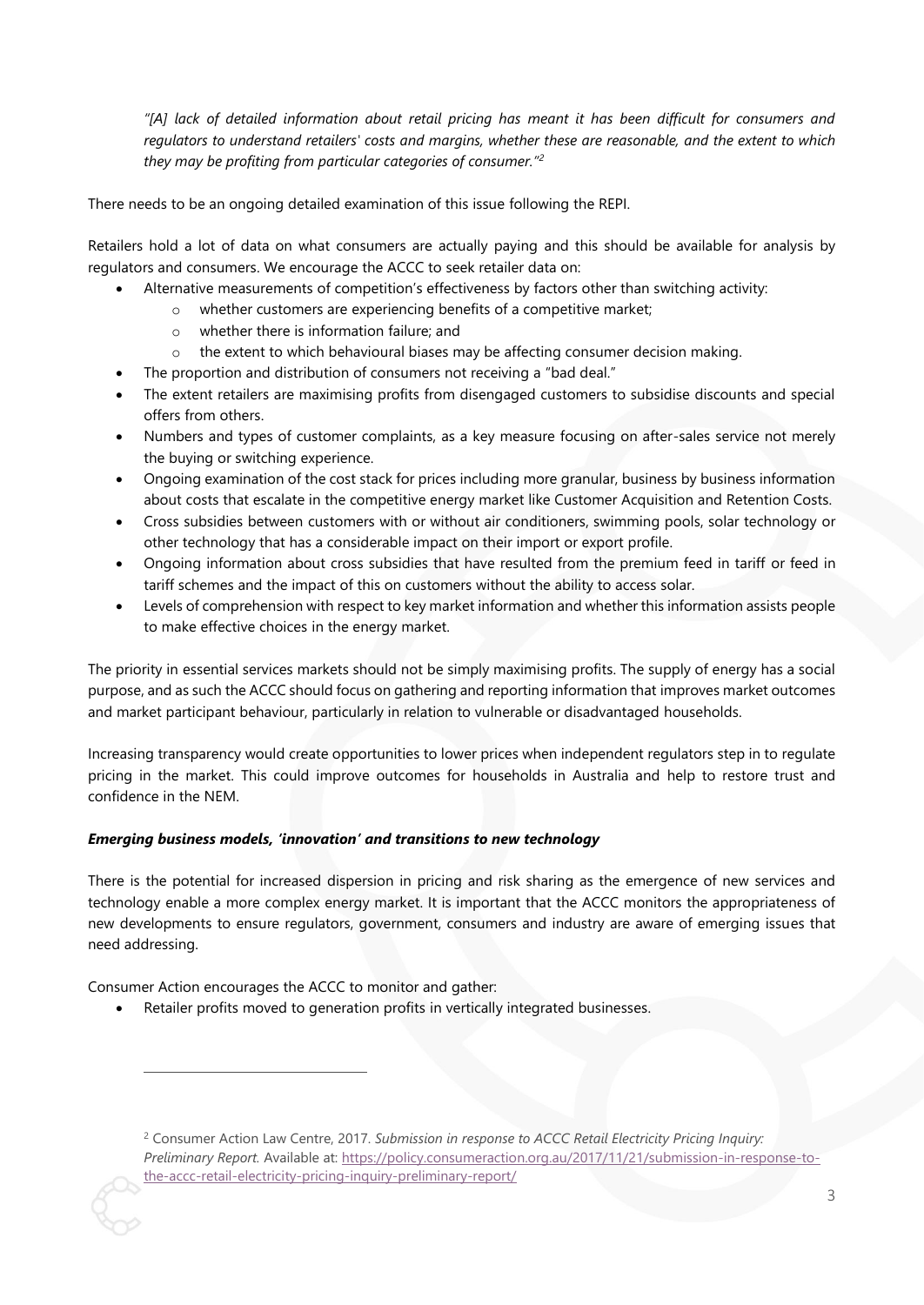*"[A] lack of detailed information about retail pricing has meant it has been difficult for consumers and regulators to understand retailers' costs and margins, whether these are reasonable, and the extent to which they may be profiting from particular categories of consumer."*[2]

There needs to be an ongoing detailed examination of this issue following the REPI.

Retailers hold a lot of data on what consumers are actually paying and this should be available for analysis by regulators and consumers. We encourage the ACCC to seek retailer data on:

- Alternative measurements of competition's effectiveness by factors other than switching activity:
  - whether customers are experiencing benefits of a competitive market;
  - whether there is information failure; and
  - the extent to which behavioural biases may be affecting consumer decision making.
- The proportion and distribution of consumers not receiving a "bad deal."
- The extent retailers are maximising profits from disengaged customers to subsidise discounts and special offers from others.
- Numbers and types of customer complaints, as a key measure focusing on after-sales service not merely the buying or switching experience.
- Ongoing examination of the cost stack for prices including more granular, business by business information about costs that escalate in the competitive energy market like Customer Acquisition and Retention Costs.
- Cross subsidies between customers with or without air conditioners, swimming pools, solar technology or other technology that has a considerable impact on their import or export profile.
- Ongoing information about cross subsidies that have resulted from the premium feed in tariff or feed in tariff schemes and the impact of this on customers without the ability to access solar.
- Levels of comprehension with respect to key market information and whether this information assists people to make effective choices in the energy market.

The priority in essential services markets should not be simply maximising profits. The supply of energy has a social purpose, and as such the ACCC should focus on gathering and reporting information that improves market outcomes and market participant behaviour, particularly in relation to vulnerable or disadvantaged households.

Increasing transparency would create opportunities to lower prices when independent regulators step in to regulate pricing in the market. This could improve outcomes for households in Australia and help to restore trust and confidence in the NEM.

***Emerging business models, 'innovation' and transitions to new technology***

There is the potential for increased dispersion in pricing and risk sharing as the emergence of new services and technology enable a more complex energy market. It is important that the ACCC monitors the appropriateness of new developments to ensure regulators, government, consumers and industry are aware of emerging issues that need addressing.

Consumer Action encourages the ACCC to monitor and gather:

- Retailer profits moved to generation profits in vertically integrated businesses.

---

[2] Consumer Action Law Centre, 2017. *Submission in response to ACCC Retail Electricity Pricing Inquiry: Preliminary Report.* Available at: https://policy.consumeraction.org.au/2017/11/21/submission-in-response-to-the-accc-retail-electricity-pricing-inquiry-preliminary-report/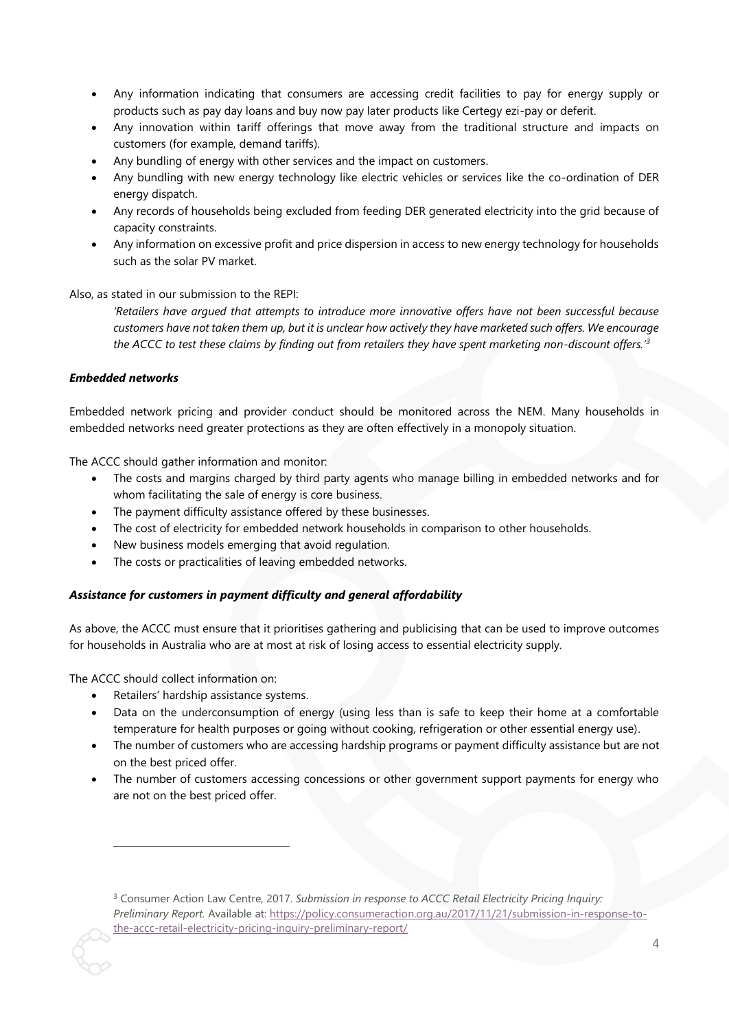- Any information indicating that consumers are accessing credit facilities to pay for energy supply or products such as pay day loans and buy now pay later products like Certegy ezi-pay or deferit.
- Any innovation within tariff offerings that move away from the traditional structure and impacts on customers (for example, demand tariffs).
- Any bundling of energy with other services and the impact on customers.
- Any bundling with new energy technology like electric vehicles or services like the co-ordination of DER energy dispatch.
- Any records of households being excluded from feeding DER generated electricity into the grid because of capacity constraints.
- Any information on excessive profit and price dispersion in access to new energy technology for households such as the solar PV market.

Also, as stated in our submission to the REPI:

> *'Retailers have argued that attempts to introduce more innovative offers have not been successful because customers have not taken them up, but it is unclear how actively they have marketed such offers. We encourage the ACCC to test these claims by finding out from retailers they have spent marketing non-discount offers.'*[3]

***Embedded networks***

Embedded network pricing and provider conduct should be monitored across the NEM. Many households in embedded networks need greater protections as they are often effectively in a monopoly situation.

The ACCC should gather information and monitor:

- The costs and margins charged by third party agents who manage billing in embedded networks and for whom facilitating the sale of energy is core business.
- The payment difficulty assistance offered by these businesses.
- The cost of electricity for embedded network households in comparison to other households.
- New business models emerging that avoid regulation.
- The costs or practicalities of leaving embedded networks.

***Assistance for customers in payment difficulty and general affordability***

As above, the ACCC must ensure that it prioritises gathering and publicising that can be used to improve outcomes for households in Australia who are at most at risk of losing access to essential electricity supply.

The ACCC should collect information on:

- Retailers' hardship assistance systems.
- Data on the underconsumption of energy (using less than is safe to keep their home at a comfortable temperature for health purposes or going without cooking, refrigeration or other essential energy use).
- The number of customers who are accessing hardship programs or payment difficulty assistance but are not on the best priced offer.
- The number of customers accessing concessions or other government support payments for energy who are not on the best priced offer.

---

[3] Consumer Action Law Centre, 2017. *Submission in response to ACCC Retail Electricity Pricing Inquiry: Preliminary Report.* Available at: https://policy.consumeraction.org.au/2017/11/21/submission-in-response-to-the-accc-retail-electricity-pricing-inquiry-preliminary-report/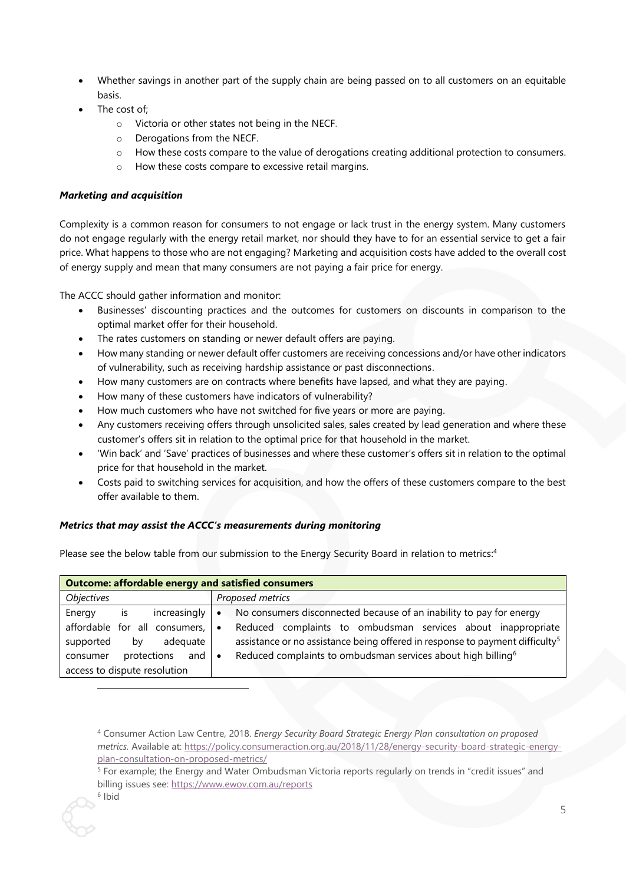- Whether savings in another part of the supply chain are being passed on to all customers on an equitable basis.
- The cost of;
  - Victoria or other states not being in the NECF.
  - Derogations from the NECF.
  - How these costs compare to the value of derogations creating additional protection to consumers.
  - How these costs compare to excessive retail margins.

***Marketing and acquisition***

Complexity is a common reason for consumers to not engage or lack trust in the energy system. Many customers do not engage regularly with the energy retail market, nor should they have to for an essential service to get a fair price. What happens to those who are not engaging? Marketing and acquisition costs have added to the overall cost of energy supply and mean that many consumers are not paying a fair price for energy.

The ACCC should gather information and monitor:

- Businesses' discounting practices and the outcomes for customers on discounts in comparison to the optimal market offer for their household.
- The rates customers on standing or newer default offers are paying.
- How many standing or newer default offer customers are receiving concessions and/or have other indicators of vulnerability, such as receiving hardship assistance or past disconnections.
- How many customers are on contracts where benefits have lapsed, and what they are paying.
- How many of these customers have indicators of vulnerability?
- How much customers who have not switched for five years or more are paying.
- Any customers receiving offers through unsolicited sales, sales created by lead generation and where these customer's offers sit in relation to the optimal price for that household in the market.
- 'Win back' and 'Save' practices of businesses and where these customer's offers sit in relation to the optimal price for that household in the market.
- Costs paid to switching services for acquisition, and how the offers of these customers compare to the best offer available to them.

***Metrics that may assist the ACCC's measurements during monitoring***

Please see the below table from our submission to the Energy Security Board in relation to metrics:[4]

| **Outcome: affordable energy and satisfied consumers** | |
|---|---|
| *Objectives* | *Proposed metrics* |
| Energy is increasingly affordable for all consumers, supported by adequate consumer protections and access to dispute resolution | • No consumers disconnected because of an inability to pay for energy<br>• Reduced complaints to ombudsman services about inappropriate assistance or no assistance being offered in response to payment difficulty[5]<br>• Reduced complaints to ombudsman services about high billing[6] |

[4] Consumer Action Law Centre, 2018. *Energy Security Board Strategic Energy Plan consultation on proposed metrics.* Available at: https://policy.consumeraction.org.au/2018/11/28/energy-security-board-strategic-energy-plan-consultation-on-proposed-metrics/

[5] For example; the Energy and Water Ombudsman Victoria reports regularly on trends in "credit issues" and billing issues see: https://www.ewov.com.au/reports

[6] Ibid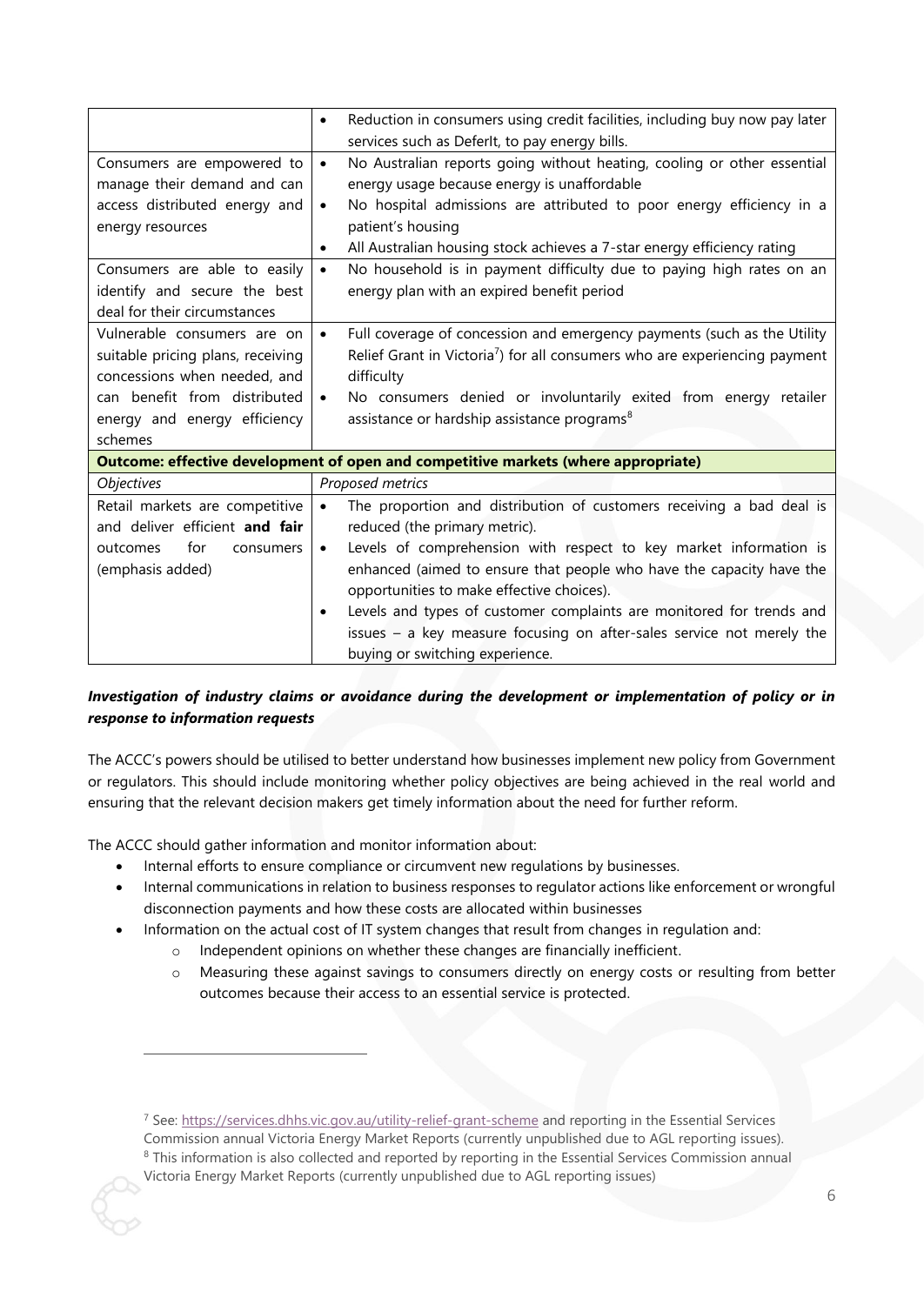| | |
|---|---|
| | • Reduction in consumers using credit facilities, including buy now pay later services such as DeferIt, to pay energy bills. |
| Consumers are empowered to manage their demand and can access distributed energy and energy resources | • No Australian reports going without heating, cooling or other essential energy usage because energy is unaffordable<br>• No hospital admissions are attributed to poor energy efficiency in a patient's housing<br>• All Australian housing stock achieves a 7-star energy efficiency rating |
| Consumers are able to easily identify and secure the best deal for their circumstances | • No household is in payment difficulty due to paying high rates on an energy plan with an expired benefit period |
| Vulnerable consumers are on suitable pricing plans, receiving concessions when needed, and can benefit from distributed energy and energy efficiency schemes | • Full coverage of concession and emergency payments (such as the Utility Relief Grant in Victoria[7]) for all consumers who are experiencing payment difficulty<br>• No consumers denied or involuntarily exited from energy retailer assistance or hardship assistance programs[8] |
| **Outcome: effective development of open and competitive markets (where appropriate)** | |
| *Objectives* | *Proposed metrics* |
| Retail markets are competitive and deliver efficient **and fair** outcomes for consumers (emphasis added) | • The proportion and distribution of customers receiving a bad deal is reduced (the primary metric).<br>• Levels of comprehension with respect to key market information is enhanced (aimed to ensure that people who have the capacity have the opportunities to make effective choices).<br>• Levels and types of customer complaints are monitored for trends and issues – a key measure focusing on after-sales service not merely the buying or switching experience. |

***Investigation of industry claims or avoidance during the development or implementation of policy or in response to information requests***

The ACCC's powers should be utilised to better understand how businesses implement new policy from Government or regulators. This should include monitoring whether policy objectives are being achieved in the real world and ensuring that the relevant decision makers get timely information about the need for further reform.

The ACCC should gather information and monitor information about:

- Internal efforts to ensure compliance or circumvent new regulations by businesses.
- Internal communications in relation to business responses to regulator actions like enforcement or wrongful disconnection payments and how these costs are allocated within businesses
- Information on the actual cost of IT system changes that result from changes in regulation and:
    - Independent opinions on whether these changes are financially inefficient.
    - Measuring these against savings to consumers directly on energy costs or resulting from better outcomes because their access to an essential service is protected.

[7] See: https://services.dhhs.vic.gov.au/utility-relief-grant-scheme and reporting in the Essential Services Commission annual Victoria Energy Market Reports (currently unpublished due to AGL reporting issues).

[8] This information is also collected and reported by reporting in the Essential Services Commission annual Victoria Energy Market Reports (currently unpublished due to AGL reporting issues)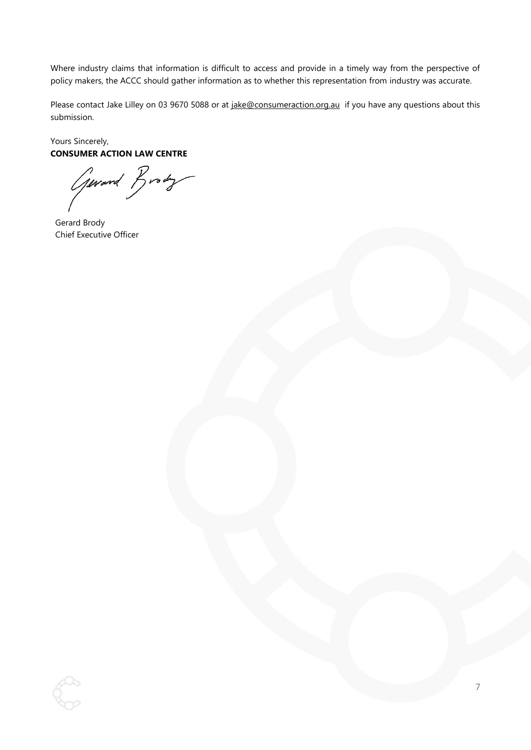Where industry claims that information is difficult to access and provide in a timely way from the perspective of policy makers, the ACCC should gather information as to whether this representation from industry was accurate.

Please contact Jake Lilley on 03 9670 5088 or at jake@consumeraction.org.au if you have any questions about this submission.

Yours Sincerely,
**CONSUMER ACTION LAW CENTRE**

Gerard Brody
Chief Executive Officer